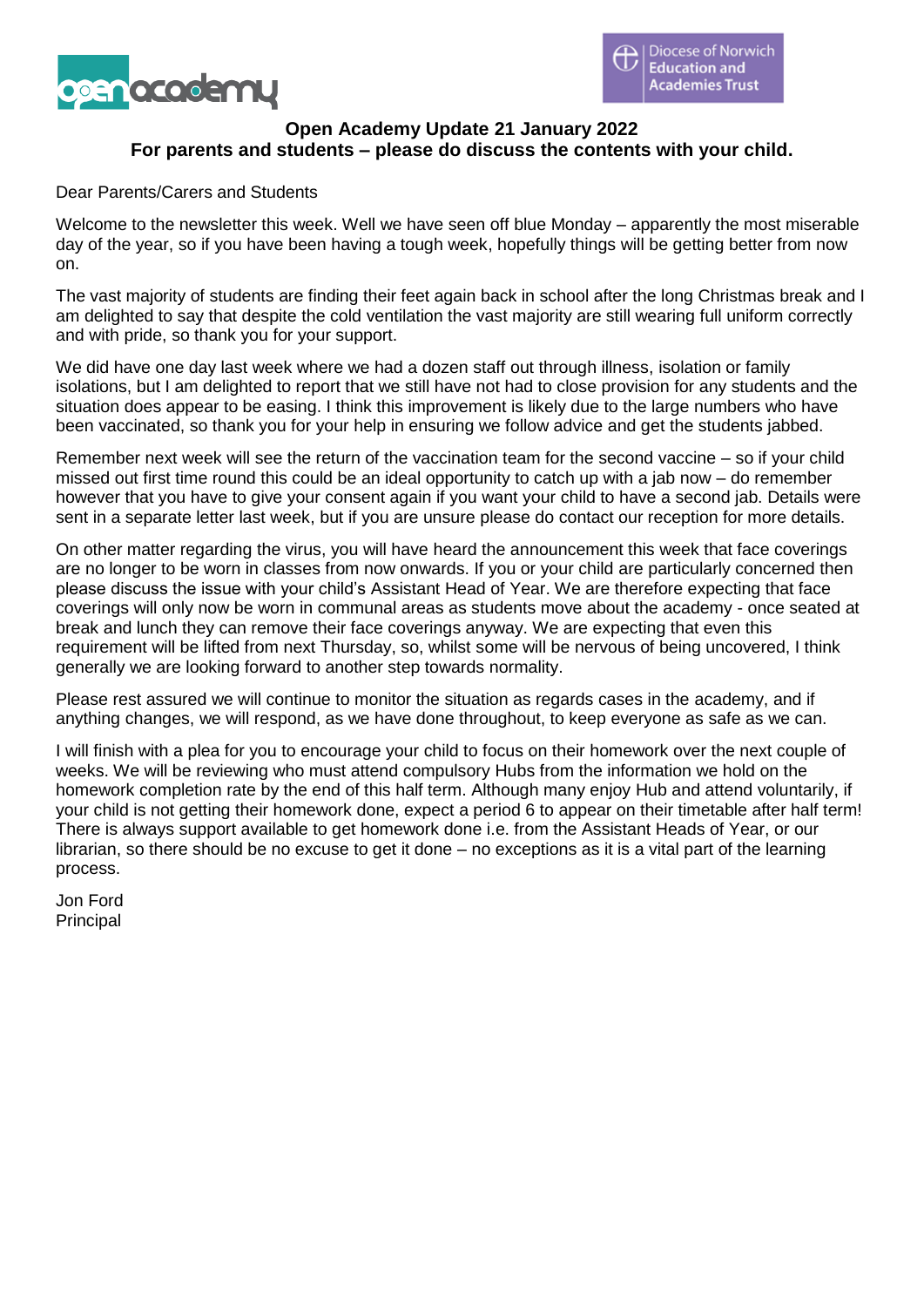**Open Academy Update 21 January 2022**
**For parents and students – please do discuss the contents with your child.**

Dear Parents/Carers and Students

Welcome to the newsletter this week. Well we have seen off blue Monday – apparently the most miserable day of the year, so if you have been having a tough week, hopefully things will be getting better from now on.

The vast majority of students are finding their feet again back in school after the long Christmas break and I am delighted to say that despite the cold ventilation the vast majority are still wearing full uniform correctly and with pride, so thank you for your support.

We did have one day last week where we had a dozen staff out through illness, isolation or family isolations, but I am delighted to report that we still have not had to close provision for any students and the situation does appear to be easing. I think this improvement is likely due to the large numbers who have been vaccinated, so thank you for your help in ensuring we follow advice and get the students jabbed.

Remember next week will see the return of the vaccination team for the second vaccine – so if your child missed out first time round this could be an ideal opportunity to catch up with a jab now – do remember however that you have to give your consent again if you want your child to have a second jab. Details were sent in a separate letter last week, but if you are unsure please do contact our reception for more details.

On other matter regarding the virus, you will have heard the announcement this week that face coverings are no longer to be worn in classes from now onwards. If you or your child are particularly concerned then please discuss the issue with your child's Assistant Head of Year. We are therefore expecting that face coverings will only now be worn in communal areas as students move about the academy - once seated at break and lunch they can remove their face coverings anyway. We are expecting that even this requirement will be lifted from next Thursday, so, whilst some will be nervous of being uncovered, I think generally we are looking forward to another step towards normality.

Please rest assured we will continue to monitor the situation as regards cases in the academy, and if anything changes, we will respond, as we have done throughout, to keep everyone as safe as we can.

I will finish with a plea for you to encourage your child to focus on their homework over the next couple of weeks. We will be reviewing who must attend compulsory Hubs from the information we hold on the homework completion rate by the end of this half term. Although many enjoy Hub and attend voluntarily, if your child is not getting their homework done, expect a period 6 to appear on their timetable after half term! There is always support available to get homework done i.e. from the Assistant Heads of Year, or our librarian, so there should be no excuse to get it done – no exceptions as it is a vital part of the learning process.

Jon Ford
Principal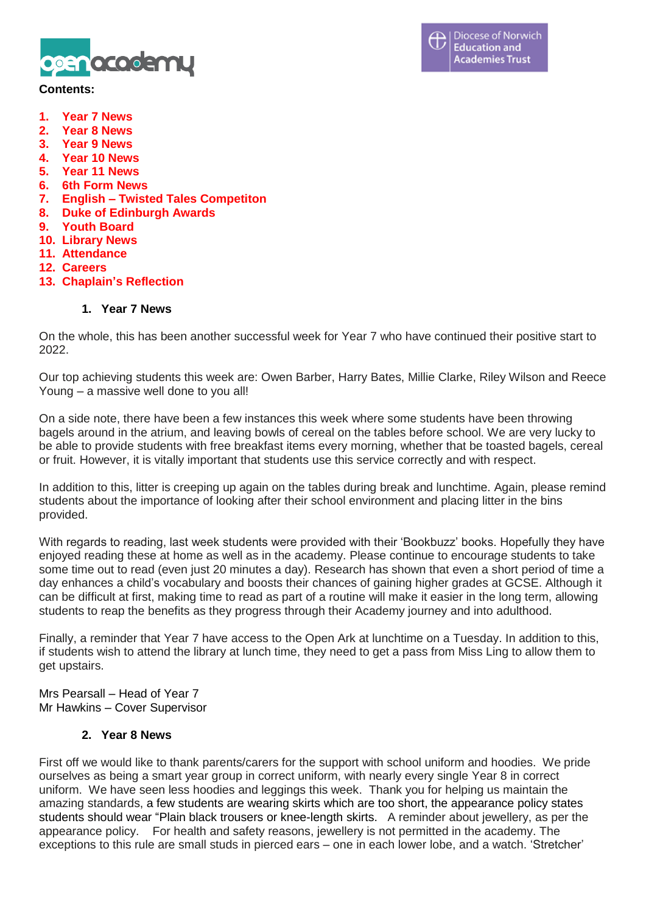**Contents:**

1. Year 7 News
2. Year 8 News
3. Year 9 News
4. Year 10 News
5. Year 11 News
6. 6th Form News
7. English – Twisted Tales Competiton
8. Duke of Edinburgh Awards
9. Youth Board
10. Library News
11. Attendance
12. Careers
13. Chaplain's Reflection

## 1. Year 7 News

On the whole, this has been another successful week for Year 7 who have continued their positive start to 2022.

Our top achieving students this week are: Owen Barber, Harry Bates, Millie Clarke, Riley Wilson and Reece Young – a massive well done to you all!

On a side note, there have been a few instances this week where some students have been throwing bagels around in the atrium, and leaving bowls of cereal on the tables before school. We are very lucky to be able to provide students with free breakfast items every morning, whether that be toasted bagels, cereal or fruit. However, it is vitally important that students use this service correctly and with respect.

In addition to this, litter is creeping up again on the tables during break and lunchtime. Again, please remind students about the importance of looking after their school environment and placing litter in the bins provided.

With regards to reading, last week students were provided with their 'Bookbuzz' books. Hopefully they have enjoyed reading these at home as well as in the academy. Please continue to encourage students to take some time out to read (even just 20 minutes a day). Research has shown that even a short period of time a day enhances a child's vocabulary and boosts their chances of gaining higher grades at GCSE. Although it can be difficult at first, making time to read as part of a routine will make it easier in the long term, allowing students to reap the benefits as they progress through their Academy journey and into adulthood.

Finally, a reminder that Year 7 have access to the Open Ark at lunchtime on a Tuesday. In addition to this, if students wish to attend the library at lunch time, they need to get a pass from Miss Ling to allow them to get upstairs.

Mrs Pearsall – Head of Year 7
Mr Hawkins – Cover Supervisor

## 2. Year 8 News

First off we would like to thank parents/carers for the support with school uniform and hoodies. We pride ourselves as being a smart year group in correct uniform, with nearly every single Year 8 in correct uniform. We have seen less hoodies and leggings this week. Thank you for helping us maintain the amazing standards, a few students are wearing skirts which are too short, the appearance policy states students should wear "Plain black trousers or knee-length skirts. A reminder about jewellery, as per the appearance policy. For health and safety reasons, jewellery is not permitted in the academy. The exceptions to this rule are small studs in pierced ears – one in each lower lobe, and a watch. 'Stretcher'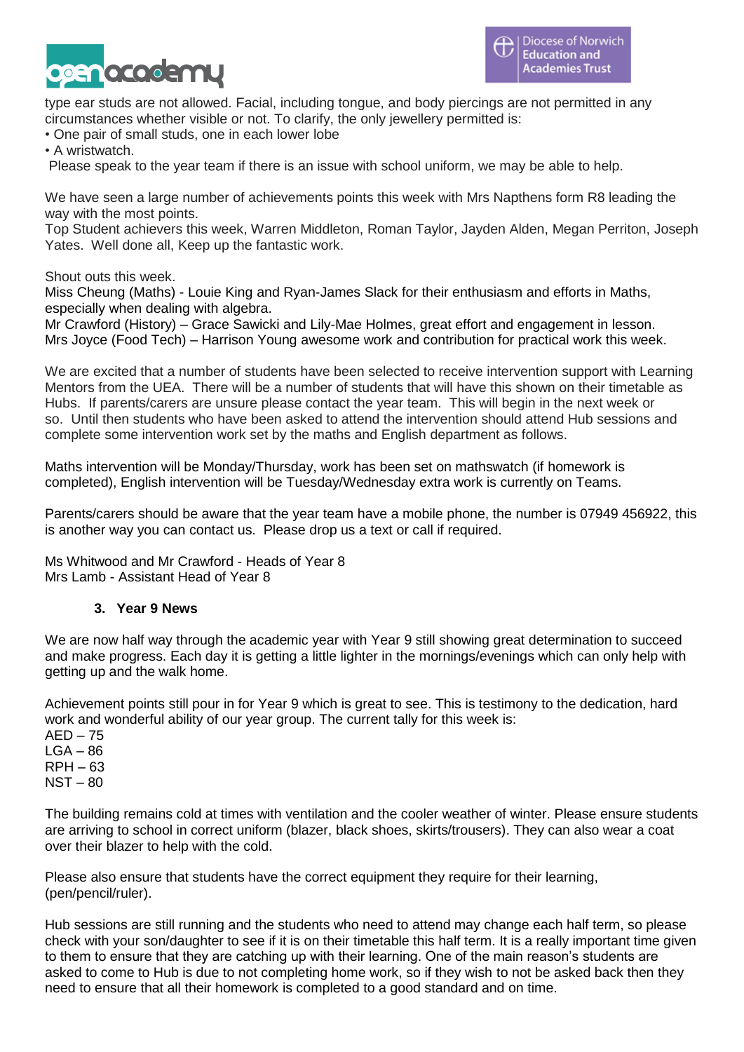type ear studs are not allowed. Facial, including tongue, and body piercings are not permitted in any circumstances whether visible or not. To clarify, the only jewellery permitted is:

- One pair of small studs, one in each lower lobe
- A wristwatch.

Please speak to the year team if there is an issue with school uniform, we may be able to help.

We have seen a large number of achievements points this week with Mrs Napthens form R8 leading the way with the most points.
Top Student achievers this week, Warren Middleton, Roman Taylor, Jayden Alden, Megan Perriton, Joseph Yates. Well done all, Keep up the fantastic work.

Shout outs this week.
Miss Cheung (Maths) - Louie King and Ryan-James Slack for their enthusiasm and efforts in Maths, especially when dealing with algebra.
Mr Crawford (History) – Grace Sawicki and Lily-Mae Holmes, great effort and engagement in lesson.
Mrs Joyce (Food Tech) – Harrison Young awesome work and contribution for practical work this week.

We are excited that a number of students have been selected to receive intervention support with Learning Mentors from the UEA. There will be a number of students that will have this shown on their timetable as Hubs. If parents/carers are unsure please contact the year team. This will begin in the next week or so. Until then students who have been asked to attend the intervention should attend Hub sessions and complete some intervention work set by the maths and English department as follows.

Maths intervention will be Monday/Thursday, work has been set on mathswatch (if homework is completed), English intervention will be Tuesday/Wednesday extra work is currently on Teams.

Parents/carers should be aware that the year team have a mobile phone, the number is 07949 456922, this is another way you can contact us. Please drop us a text or call if required.

Ms Whitwood and Mr Crawford - Heads of Year 8
Mrs Lamb - Assistant Head of Year 8

### 3. Year 9 News

We are now half way through the academic year with Year 9 still showing great determination to succeed and make progress. Each day it is getting a little lighter in the mornings/evenings which can only help with getting up and the walk home.

Achievement points still pour in for Year 9 which is great to see. This is testimony to the dedication, hard work and wonderful ability of our year group. The current tally for this week is:
AED – 75
LGA – 86
RPH – 63
NST – 80

The building remains cold at times with ventilation and the cooler weather of winter. Please ensure students are arriving to school in correct uniform (blazer, black shoes, skirts/trousers). They can also wear a coat over their blazer to help with the cold.

Please also ensure that students have the correct equipment they require for their learning, (pen/pencil/ruler).

Hub sessions are still running and the students who need to attend may change each half term, so please check with your son/daughter to see if it is on their timetable this half term. It is a really important time given to them to ensure that they are catching up with their learning. One of the main reason's students are asked to come to Hub is due to not completing home work, so if they wish to not be asked back then they need to ensure that all their homework is completed to a good standard and on time.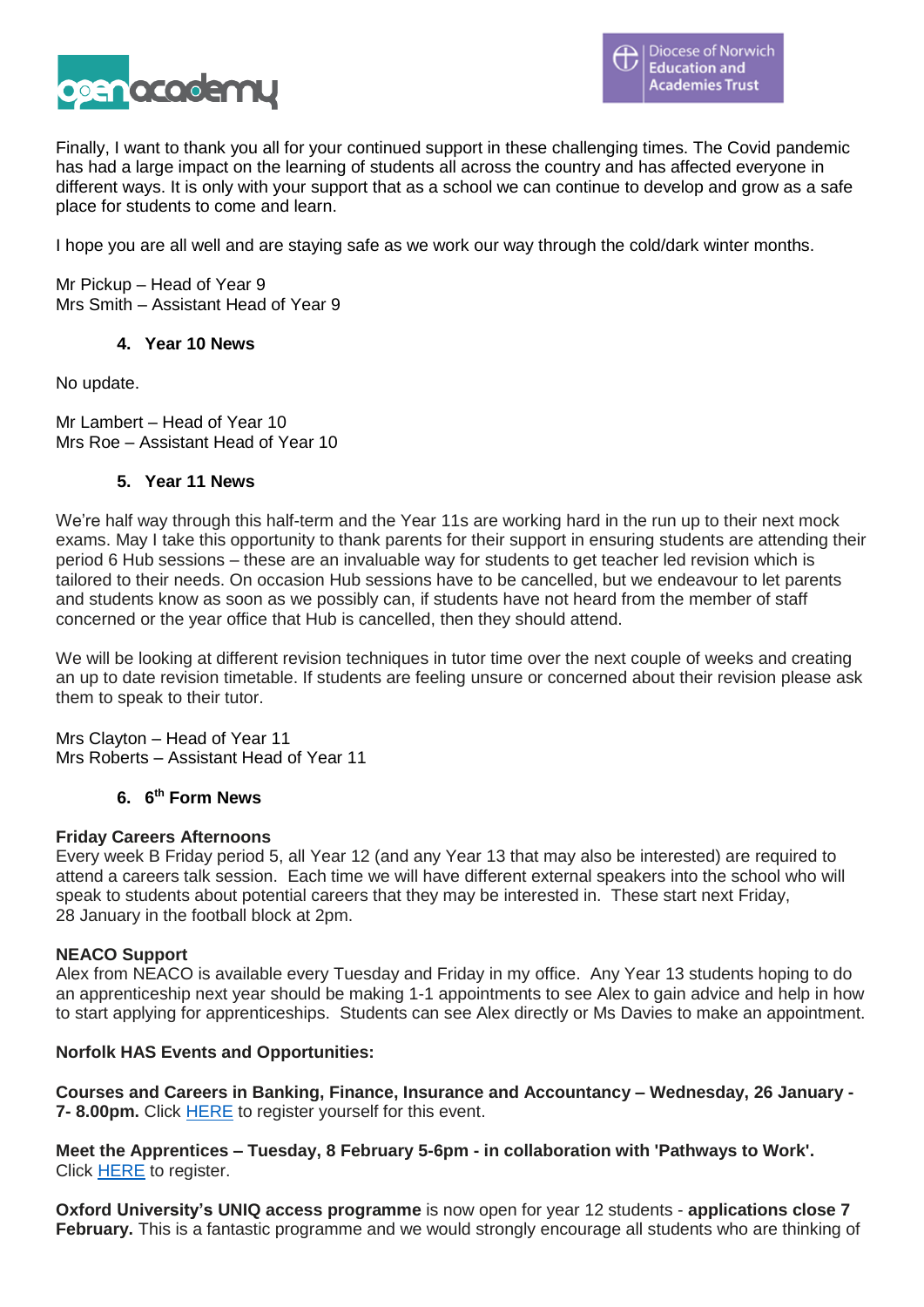Finally, I want to thank you all for your continued support in these challenging times. The Covid pandemic has had a large impact on the learning of students all across the country and has affected everyone in different ways. It is only with your support that as a school we can continue to develop and grow as a safe place for students to come and learn.

I hope you are all well and are staying safe as we work our way through the cold/dark winter months.

Mr Pickup – Head of Year 9
Mrs Smith – Assistant Head of Year 9

### 4. Year 10 News

No update.

Mr Lambert – Head of Year 10
Mrs Roe – Assistant Head of Year 10

### 5. Year 11 News

We're half way through this half-term and the Year 11s are working hard in the run up to their next mock exams. May I take this opportunity to thank parents for their support in ensuring students are attending their period 6 Hub sessions – these are an invaluable way for students to get teacher led revision which is tailored to their needs. On occasion Hub sessions have to be cancelled, but we endeavour to let parents and students know as soon as we possibly can, if students have not heard from the member of staff concerned or the year office that Hub is cancelled, then they should attend.

We will be looking at different revision techniques in tutor time over the next couple of weeks and creating an up to date revision timetable. If students are feeling unsure or concerned about their revision please ask them to speak to their tutor.

Mrs Clayton – Head of Year 11
Mrs Roberts – Assistant Head of Year 11

### 6. 6th Form News

**Friday Careers Afternoons**
Every week B Friday period 5, all Year 12 (and any Year 13 that may also be interested) are required to attend a careers talk session. Each time we will have different external speakers into the school who will speak to students about potential careers that they may be interested in. These start next Friday, 28 January in the football block at 2pm.

**NEACO Support**
Alex from NEACO is available every Tuesday and Friday in my office. Any Year 13 students hoping to do an apprenticeship next year should be making 1-1 appointments to see Alex to gain advice and help in how to start applying for apprenticeships. Students can see Alex directly or Ms Davies to make an appointment.

**Norfolk HAS Events and Opportunities:**

**Courses and Careers in Banking, Finance, Insurance and Accountancy – Wednesday, 26 January - 7- 8.00pm.** Click HERE to register yourself for this event.

**Meet the Apprentices – Tuesday, 8 February 5-6pm - in collaboration with 'Pathways to Work'.** Click HERE to register.

**Oxford University's UNIQ access programme** is now open for year 12 students - **applications close 7 February.** This is a fantastic programme and we would strongly encourage all students who are thinking of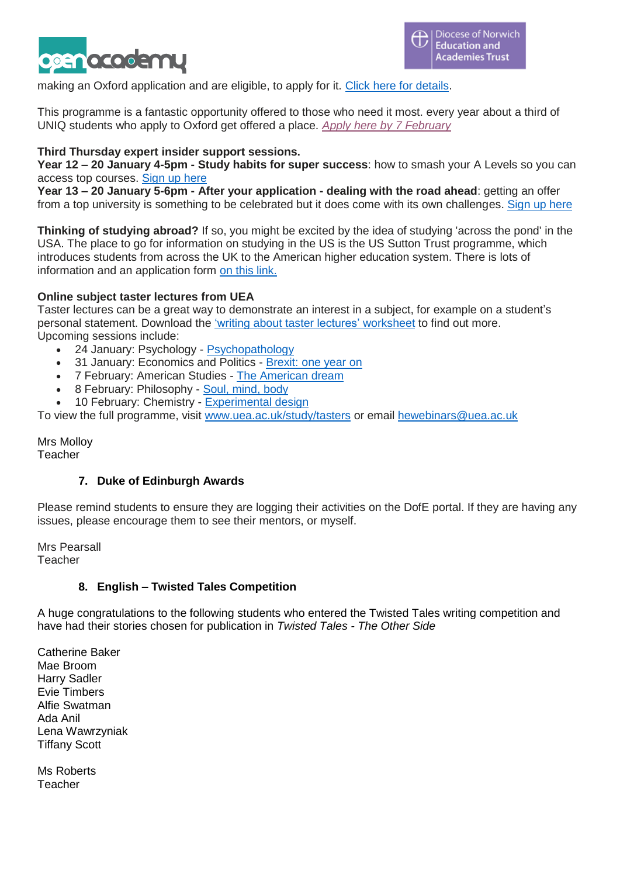making an Oxford application and are eligible, to apply for it. Click here for details.

This programme is a fantastic opportunity offered to those who need it most. every year about a third of UNIQ students who apply to Oxford get offered a place. *Apply here by 7 February*

**Third Thursday expert insider support sessions.**
**Year 12 – 20 January 4-5pm - Study habits for super success**: how to smash your A Levels so you can access top courses. Sign up here
**Year 13 – 20 January 5-6pm - After your application - dealing with the road ahead**: getting an offer from a top university is something to be celebrated but it does come with its own challenges. Sign up here

**Thinking of studying abroad?** If so, you might be excited by the idea of studying 'across the pond' in the USA. The place to go for information on studying in the US is the US Sutton Trust programme, which introduces students from across the UK to the American higher education system. There is lots of information and an application form on this link.

**Online subject taster lectures from UEA**
Taster lectures can be a great way to demonstrate an interest in a subject, for example on a student's personal statement. Download the 'writing about taster lectures' worksheet to find out more.
Upcoming sessions include:

- 24 January: Psychology - Psychopathology
- 31 January: Economics and Politics - Brexit: one year on
- 7 February: American Studies - The American dream
- 8 February: Philosophy - Soul, mind, body
- 10 February: Chemistry - Experimental design

To view the full programme, visit www.uea.ac.uk/study/tasters or email hewebinars@uea.ac.uk

Mrs Molloy
Teacher

## 7. Duke of Edinburgh Awards

Please remind students to ensure they are logging their activities on the DofE portal. If they are having any issues, please encourage them to see their mentors, or myself.

Mrs Pearsall
Teacher

## 8. English – Twisted Tales Competition

A huge congratulations to the following students who entered the Twisted Tales writing competition and have had their stories chosen for publication in *Twisted Tales - The Other Side*

Catherine Baker
Mae Broom
Harry Sadler
Evie Timbers
Alfie Swatman
Ada Anil
Lena Wawrzyniak
Tiffany Scott

Ms Roberts
Teacher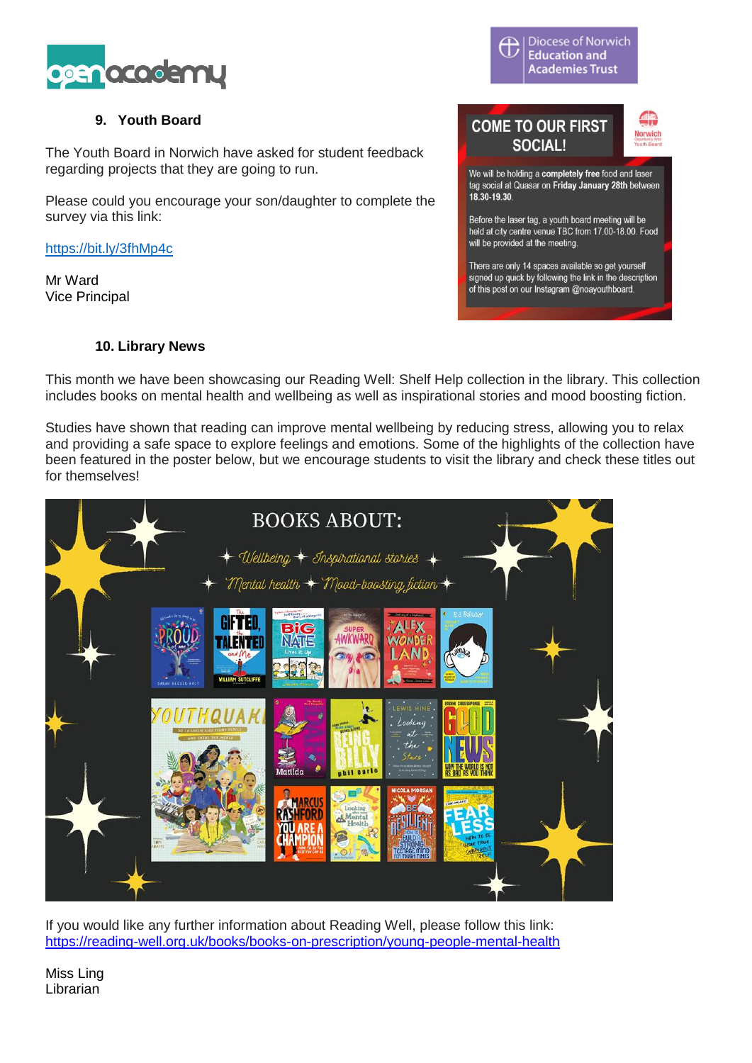### 9. Youth Board

The Youth Board in Norwich have asked for student feedback regarding projects that they are going to run.

Please could you encourage your son/daughter to complete the survey via this link:

https://bit.ly/3fhMp4c

Mr Ward
Vice Principal

**COME TO OUR FIRST SOCIAL!**

We will be holding a **completely free** food and laser tag social at Quasar on **Friday January 28th** between **18.30-19.30**.

Before the laser tag, a youth board meeting will be held at city centre venue TBC from 17.00-18.00. Food will be provided at the meeting.

There are only 14 spaces available so get yourself signed up quick by following the link in the description of this post on our Instagram @noayouthboard.

### 10. Library News

This month we have been showcasing our Reading Well: Shelf Help collection in the library. This collection includes books on mental health and wellbeing as well as inspirational stories and mood boosting fiction.

Studies have shown that reading can improve mental wellbeing by reducing stress, allowing you to relax and providing a safe space to explore feelings and emotions. Some of the highlights of the collection have been featured in the poster below, but we encourage students to visit the library and check these titles out for themselves!

If you would like any further information about Reading Well, please follow this link: https://reading-well.org.uk/books/books-on-prescription/young-people-mental-health

Miss Ling
Librarian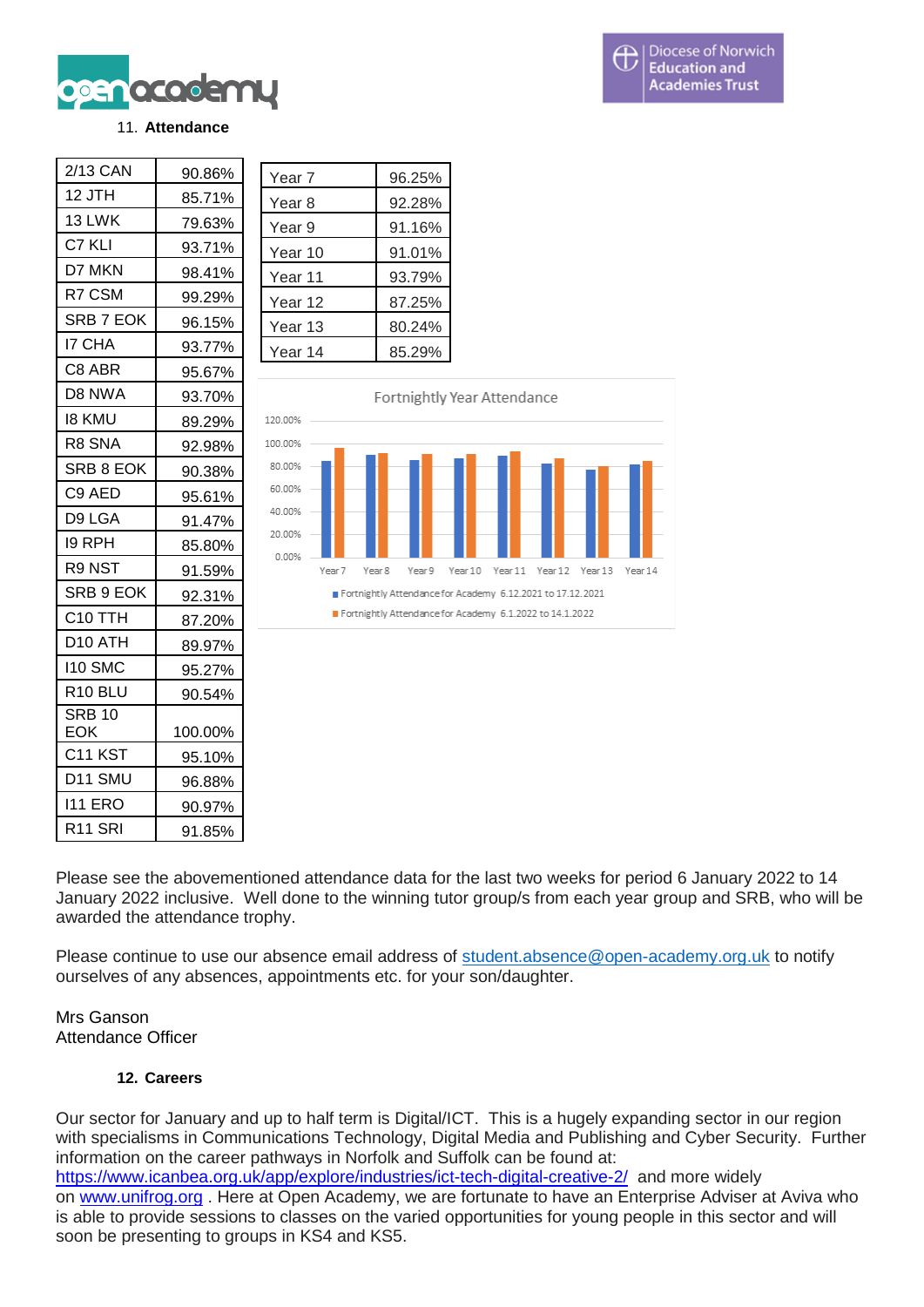## 11. Attendance

| | |
|---|---|
| 2/13 CAN | 90.86% |
| 12 JTH | 85.71% |
| 13 LWK | 79.63% |
| C7 KLI | 93.71% |
| D7 MKN | 98.41% |
| R7 CSM | 99.29% |
| SRB 7 EOK | 96.15% |
| I7 CHA | 93.77% |
| C8 ABR | 95.67% |
| D8 NWA | 93.70% |
| I8 KMU | 89.29% |
| R8 SNA | 92.98% |
| SRB 8 EOK | 90.38% |
| C9 AED | 95.61% |
| D9 LGA | 91.47% |
| I9 RPH | 85.80% |
| R9 NST | 91.59% |
| SRB 9 EOK | 92.31% |
| C10 TTH | 87.20% |
| D10 ATH | 89.97% |
| I10 SMC | 95.27% |
| R10 BLU | 90.54% |
| SRB 10 EOK | 100.00% |
| C11 KST | 95.10% |
| D11 SMU | 96.88% |
| I11 ERO | 90.97% |
| R11 SRI | 91.85% |

| | |
|---|---|
| Year 7 | 96.25% |
| Year 8 | 92.28% |
| Year 9 | 91.16% |
| Year 10 | 91.01% |
| Year 11 | 93.79% |
| Year 12 | 87.25% |
| Year 13 | 80.24% |
| Year 14 | 85.29% |

Fortnightly Year Attendance

- Fortnightly Attendance for Academy 6.12.2021 to 17.12.2021
- Fortnightly Attendance for Academy 6.1.2022 to 14.1.2022

Please see the abovementioned attendance data for the last two weeks for period 6 January 2022 to 14 January 2022 inclusive. Well done to the winning tutor group/s from each year group and SRB, who will be awarded the attendance trophy.

Please continue to use our absence email address of student.absence@open-academy.org.uk to notify ourselves of any absences, appointments etc. for your son/daughter.

Mrs Ganson
Attendance Officer

## 12. Careers

Our sector for January and up to half term is Digital/ICT. This is a hugely expanding sector in our region with specialisms in Communications Technology, Digital Media and Publishing and Cyber Security. Further information on the career pathways in Norfolk and Suffolk can be found at: https://www.icanbea.org.uk/app/explore/industries/ict-tech-digital-creative-2/ and more widely on www.unifrog.org . Here at Open Academy, we are fortunate to have an Enterprise Adviser at Aviva who is able to provide sessions to classes on the varied opportunities for young people in this sector and will soon be presenting to groups in KS4 and KS5.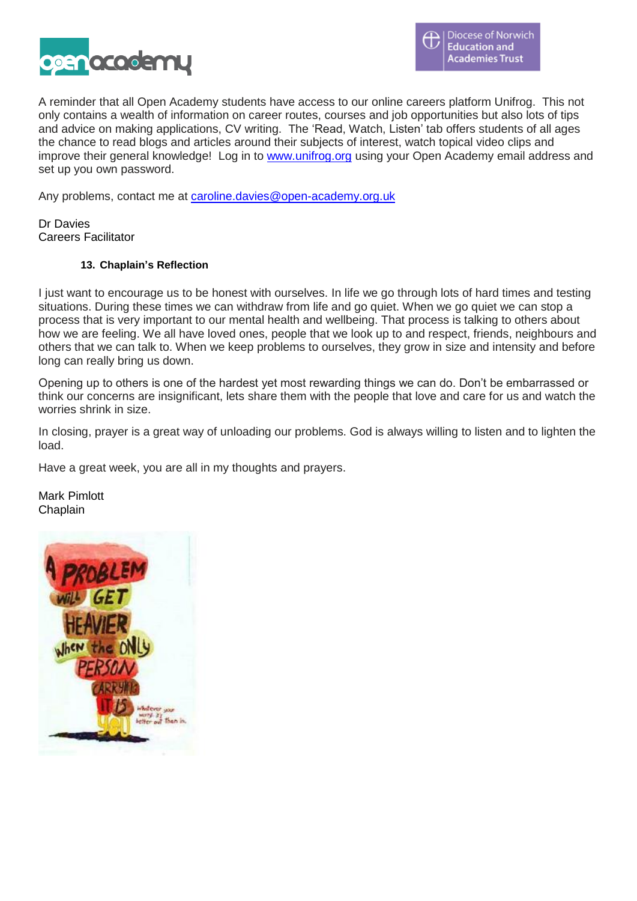A reminder that all Open Academy students have access to our online careers platform Unifrog. This not only contains a wealth of information on career routes, courses and job opportunities but also lots of tips and advice on making applications, CV writing. The 'Read, Watch, Listen' tab offers students of all ages the chance to read blogs and articles around their subjects of interest, watch topical video clips and improve their general knowledge! Log in to www.unifrog.org using your Open Academy email address and set up you own password.

Any problems, contact me at caroline.davies@open-academy.org.uk

Dr Davies
Careers Facilitator

### 13. Chaplain's Reflection

I just want to encourage us to be honest with ourselves. In life we go through lots of hard times and testing situations. During these times we can withdraw from life and go quiet. When we go quiet we can stop a process that is very important to our mental health and wellbeing. That process is talking to others about how we are feeling. We all have loved ones, people that we look up to and respect, friends, neighbours and others that we can talk to. When we keep problems to ourselves, they grow in size and intensity and before long can really bring us down.

Opening up to others is one of the hardest yet most rewarding things we can do. Don't be embarrassed or think our concerns are insignificant, lets share them with the people that love and care for us and watch the worries shrink in size.

In closing, prayer is a great way of unloading our problems. God is always willing to listen and to lighten the load.

Have a great week, you are all in my thoughts and prayers.

Mark Pimlott
Chaplain